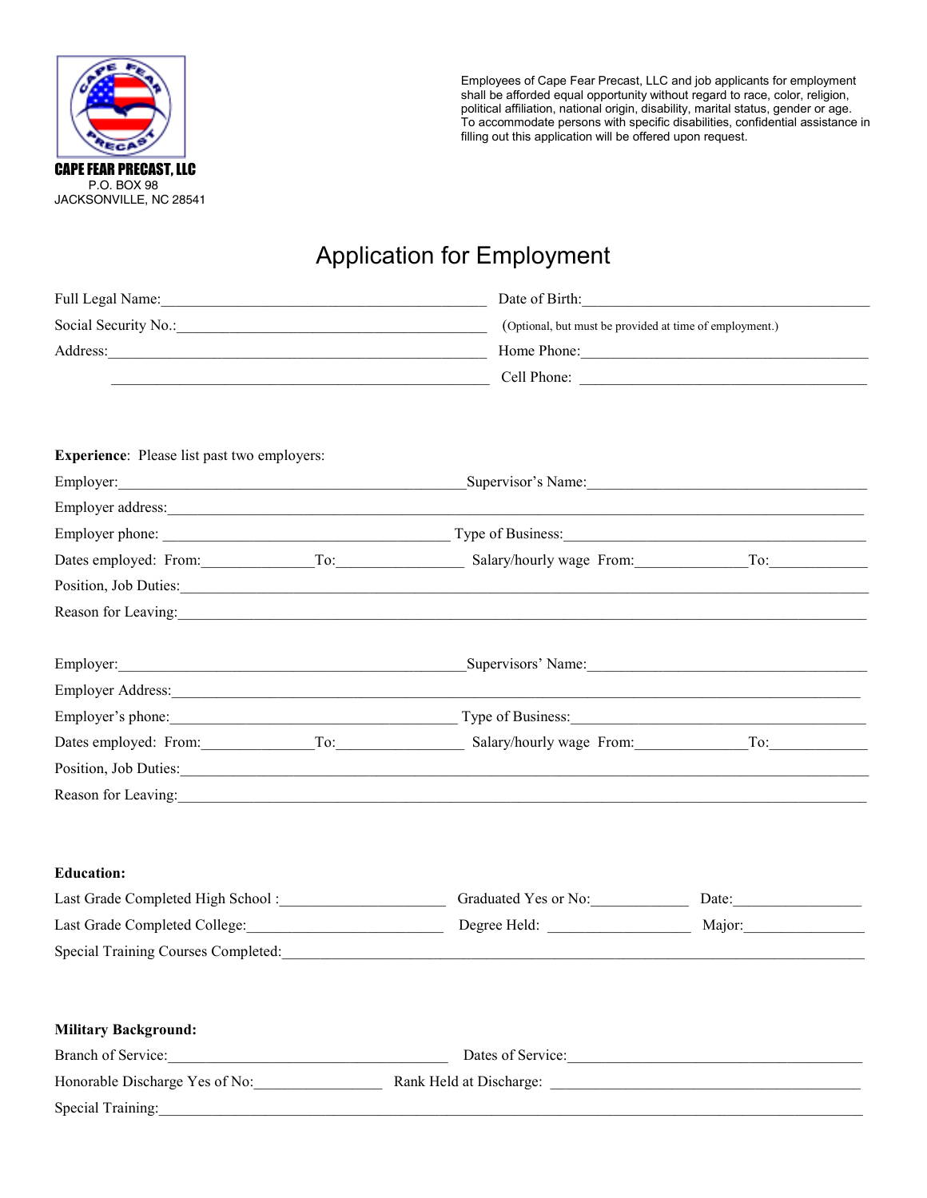**CAPE FEAR PRECAST, LLC**
P.O. BOX 98
JACKSONVILLE, NC 28541

Employees of Cape Fear Precast, LLC and job applicants for employment shall be afforded equal opportunity without regard to race, color, religion, political affiliation, national origin, disability, marital status, gender or age. To accommodate persons with specific disabilities, confidential assistance in filling out this application will be offered upon request.

# Application for Employment

Full Legal Name:_______________________________________ Date of Birth:___________________________________

Social Security No.:_____________________________________ (Optional, but must be provided at time of employment.)

Address:_______________________________________________ Home Phone:____________________________________

_______________________________________________ Cell Phone: ____________________________________

**Experience**: Please list past two employers:

Employer:________________________________________Supervisor's Name:_________________________________

Employer address:__________________________________________________________________________________

Employer phone: ____________________________________ Type of Business:__________________________________

Dates employed: From:______________To:________________ Salary/hourly wage From:______________To:____________

Position, Job Duties:_________________________________________________________________________________

Reason for Leaving:_________________________________________________________________________________

Employer:________________________________________Supervisors' Name:_________________________________

Employer Address:__________________________________________________________________________________

Employer's phone:____________________________________ Type of Business:__________________________________

Dates employed: From:______________To:________________ Salary/hourly wage From:______________To:____________

Position, Job Duties:_________________________________________________________________________________

Reason for Leaving:_________________________________________________________________________________

**Education:**

Last Grade Completed High School :_____________________ Graduated Yes or No:____________ Date:________________

Last Grade Completed College:_________________________ Degree Held: __________________ Major:_______________

Special Training Courses Completed:____________________________________________________________________

**Military Background:**

Branch of Service:___________________________________ Dates of Service:_____________________________________

Honorable Discharge Yes of No:________________ Rank Held at Discharge: _________________________________

Special Training:____________________________________________________________________________________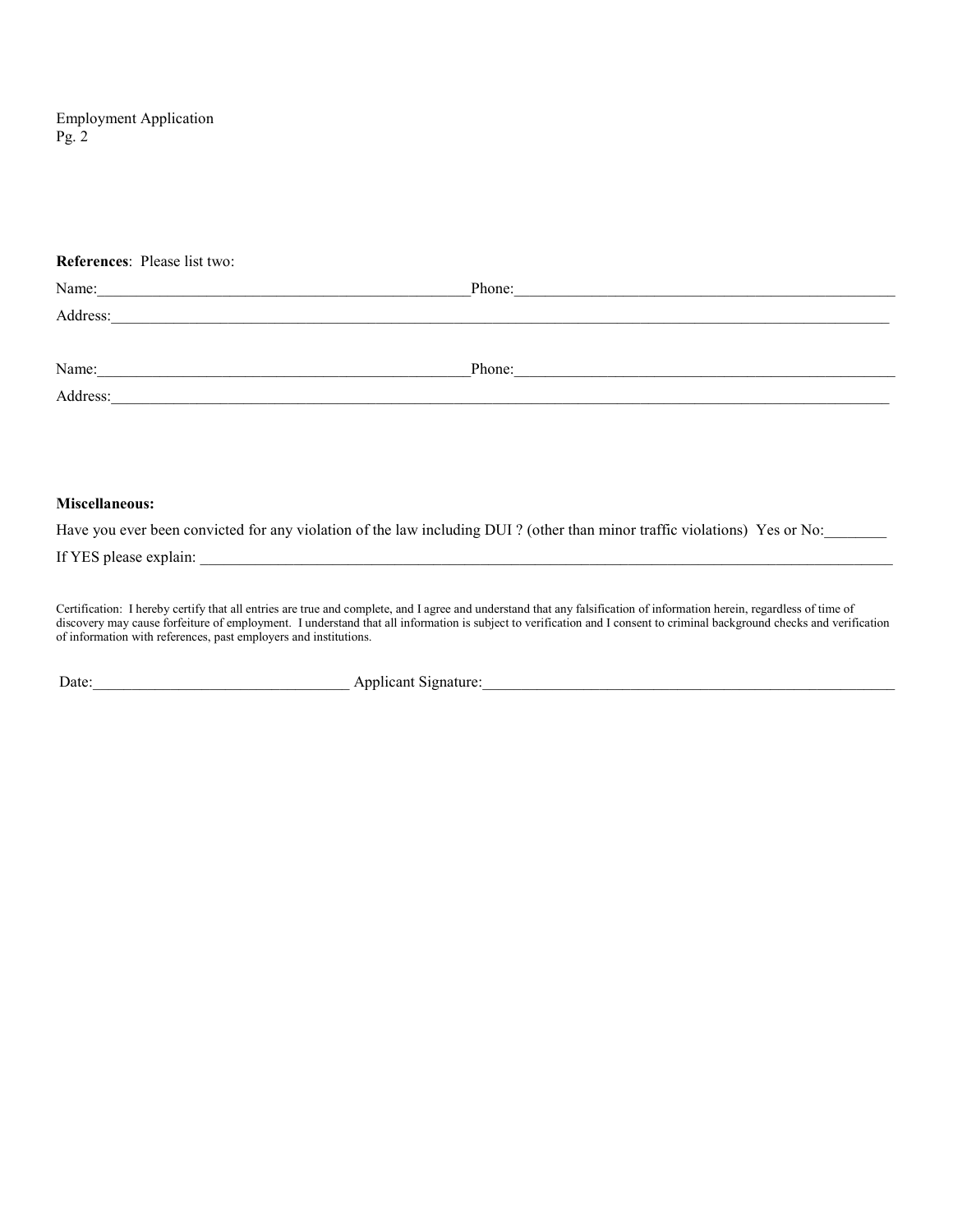Employment Application
Pg. 2

**References**: Please list two:

Name:_______________________________________________Phone:_______________________________________________

Address:_____________________________________________________________________________________________

Name:_______________________________________________Phone:_______________________________________________

Address:_____________________________________________________________________________________________

**Miscellaneous:**

Have you ever been convicted for any violation of the law including DUI ? (other than minor traffic violations) Yes or No:________

If YES please explain: ______________________________________________________________________________

Certification: I hereby certify that all entries are true and complete, and I agree and understand that any falsification of information herein, regardless of time of discovery may cause forfeiture of employment. I understand that all information is subject to verification and I consent to criminal background checks and verification of information with references, past employers and institutions.

Date:_________________________________ Applicant Signature:_______________________________________________